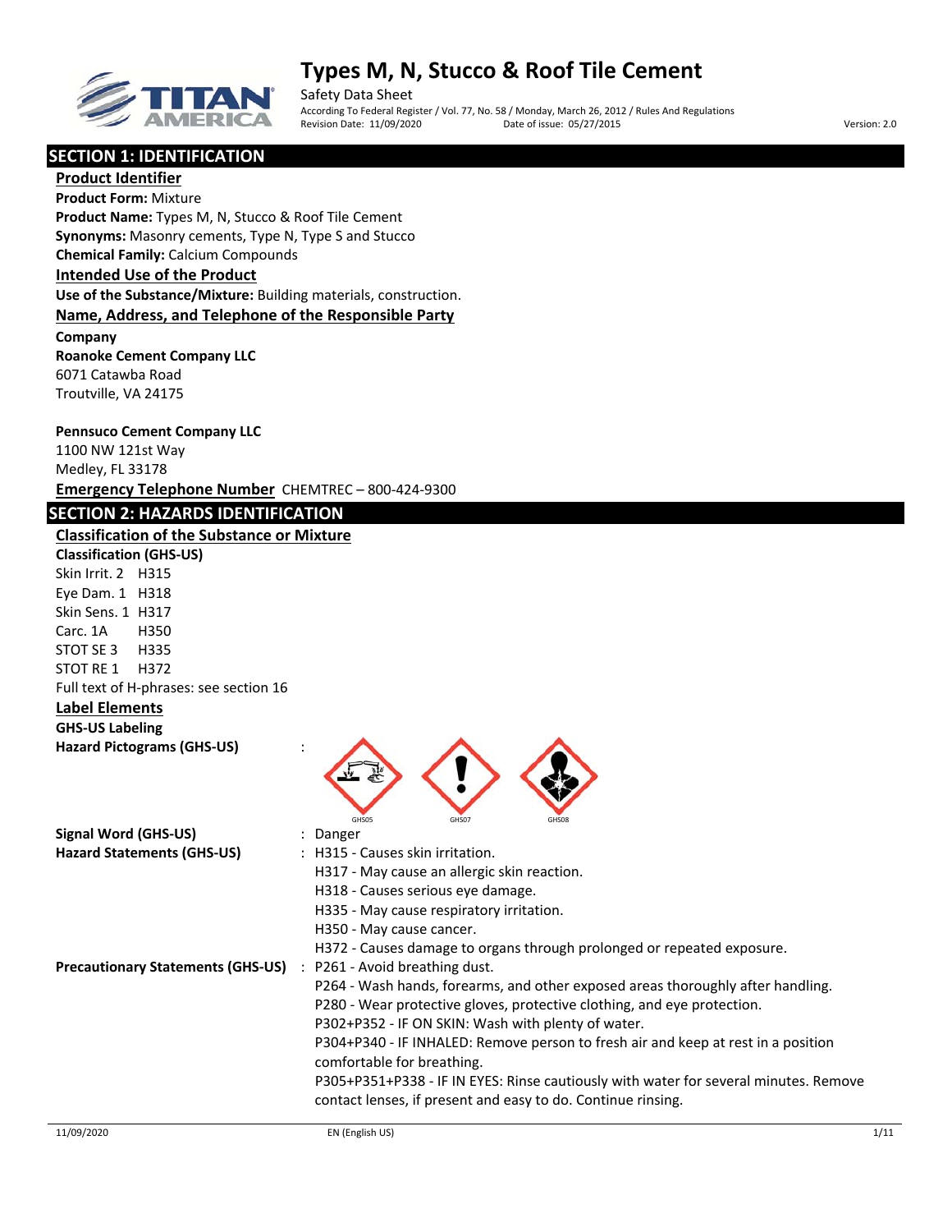# Types M, N, Stucco & Roof Tile Cement

Safety Data Sheet

According To Federal Register / Vol. 77, No. 58 / Monday, March 26, 2012 / Rules And Regulations

Revision Date: 11/09/2020 Date of issue: 05/27/2015 Version: 2.0

## SECTION 1: IDENTIFICATION

### Product Identifier

**Product Form:** Mixture

**Product Name:** Types M, N, Stucco & Roof Tile Cement

**Synonyms:** Masonry cements, Type N, Type S and Stucco

**Chemical Family:** Calcium Compounds

### Intended Use of the Product

**Use of the Substance/Mixture:** Building materials, construction.

### Name, Address, and Telephone of the Responsible Party

**Company**

**Roanoke Cement Company LLC**
6071 Catawba Road
Troutville, VA 24175

**Pennsuco Cement Company LLC**
1100 NW 121st Way
Medley, FL 33178

**Emergency Telephone Number** CHEMTREC – 800-424-9300

## SECTION 2: HAZARDS IDENTIFICATION

### Classification of the Substance or Mixture

**Classification (GHS-US)**

Skin Irrit. 2 H315
Eye Dam. 1 H318
Skin Sens. 1 H317
Carc. 1A H350
STOT SE 3 H335
STOT RE 1 H372

Full text of H-phrases: see section 16

### Label Elements

**GHS-US Labeling**

**Hazard Pictograms (GHS-US)** : GHS05 GHS07 GHS08

**Signal Word (GHS-US)** : Danger

**Hazard Statements (GHS-US)** : H315 - Causes skin irritation.
H317 - May cause an allergic skin reaction.
H318 - Causes serious eye damage.
H335 - May cause respiratory irritation.
H350 - May cause cancer.
H372 - Causes damage to organs through prolonged or repeated exposure.

**Precautionary Statements (GHS-US)** : P261 - Avoid breathing dust.
P264 - Wash hands, forearms, and other exposed areas thoroughly after handling.
P280 - Wear protective gloves, protective clothing, and eye protection.
P302+P352 - IF ON SKIN: Wash with plenty of water.
P304+P340 - IF INHALED: Remove person to fresh air and keep at rest in a position comfortable for breathing.
P305+P351+P338 - IF IN EYES: Rinse cautiously with water for several minutes. Remove contact lenses, if present and easy to do. Continue rinsing.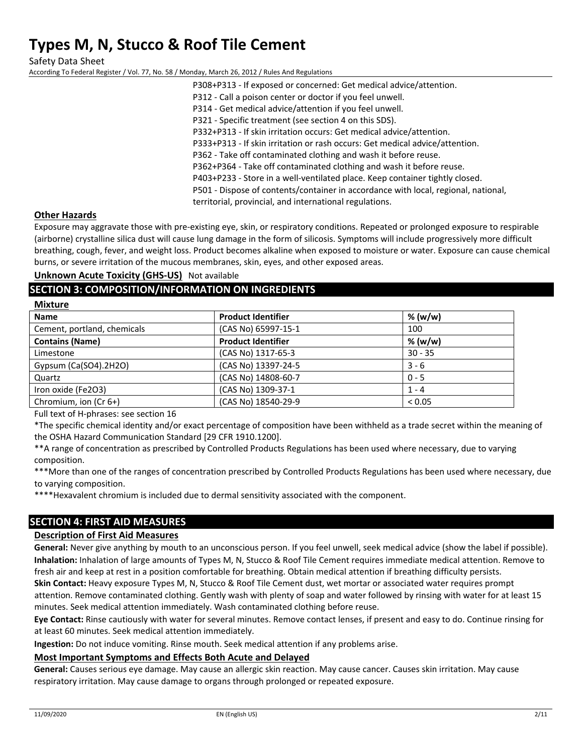P308+P313 - If exposed or concerned: Get medical advice/attention.
P312 - Call a poison center or doctor if you feel unwell.
P314 - Get medical advice/attention if you feel unwell.
P321 - Specific treatment (see section 4 on this SDS).
P332+P313 - If skin irritation occurs: Get medical advice/attention.
P333+P313 - If skin irritation or rash occurs: Get medical advice/attention.
P362 - Take off contaminated clothing and wash it before reuse.
P362+P364 - Take off contaminated clothing and wash it before reuse.
P403+P233 - Store in a well-ventilated place. Keep container tightly closed.
P501 - Dispose of contents/container in accordance with local, regional, national, territorial, provincial, and international regulations.

### Other Hazards

Exposure may aggravate those with pre-existing eye, skin, or respiratory conditions. Repeated or prolonged exposure to respirable (airborne) crystalline silica dust will cause lung damage in the form of silicosis. Symptoms will include progressively more difficult breathing, cough, fever, and weight loss. Product becomes alkaline when exposed to moisture or water. Exposure can cause chemical burns, or severe irritation of the mucous membranes, skin, eyes, and other exposed areas.

**Unknown Acute Toxicity (GHS-US)** Not available

## SECTION 3: COMPOSITION/INFORMATION ON INGREDIENTS

### Mixture

| Name | Product Identifier | % (w/w) |
|---|---|---|
| Cement, portland, chemicals | (CAS No) 65997-15-1 | 100 |
| **Contains (Name)** | **Product Identifier** | **% (w/w)** |
| Limestone | (CAS No) 1317-65-3 | 30 - 35 |
| Gypsum (Ca(SO4).2H2O) | (CAS No) 13397-24-5 | 3 - 6 |
| Quartz | (CAS No) 14808-60-7 | 0 - 5 |
| Iron oxide (Fe2O3) | (CAS No) 1309-37-1 | 1 - 4 |
| Chromium, ion (Cr 6+) | (CAS No) 18540-29-9 | < 0.05 |

Full text of H-phrases: see section 16

*The specific chemical identity and/or exact percentage of composition have been withheld as a trade secret within the meaning of the OSHA Hazard Communication Standard [29 CFR 1910.1200].

**A range of concentration as prescribed by Controlled Products Regulations has been used where necessary, due to varying composition.

***More than one of the ranges of concentration prescribed by Controlled Products Regulations has been used where necessary, due to varying composition.

****Hexavalent chromium is included due to dermal sensitivity associated with the component.

## SECTION 4: FIRST AID MEASURES

### Description of First Aid Measures

**General:** Never give anything by mouth to an unconscious person. If you feel unwell, seek medical advice (show the label if possible).

**Inhalation:** Inhalation of large amounts of Types M, N, Stucco & Roof Tile Cement requires immediate medical attention. Remove to fresh air and keep at rest in a position comfortable for breathing. Obtain medical attention if breathing difficulty persists.

**Skin Contact:** Heavy exposure Types M, N, Stucco & Roof Tile Cement dust, wet mortar or associated water requires prompt attention. Remove contaminated clothing. Gently wash with plenty of soap and water followed by rinsing with water for at least 15 minutes. Seek medical attention immediately. Wash contaminated clothing before reuse.

**Eye Contact:** Rinse cautiously with water for several minutes. Remove contact lenses, if present and easy to do. Continue rinsing for at least 60 minutes. Seek medical attention immediately.

**Ingestion:** Do not induce vomiting. Rinse mouth. Seek medical attention if any problems arise.

### Most Important Symptoms and Effects Both Acute and Delayed

**General:** Causes serious eye damage. May cause an allergic skin reaction. May cause cancer. Causes skin irritation. May cause respiratory irritation. May cause damage to organs through prolonged or repeated exposure.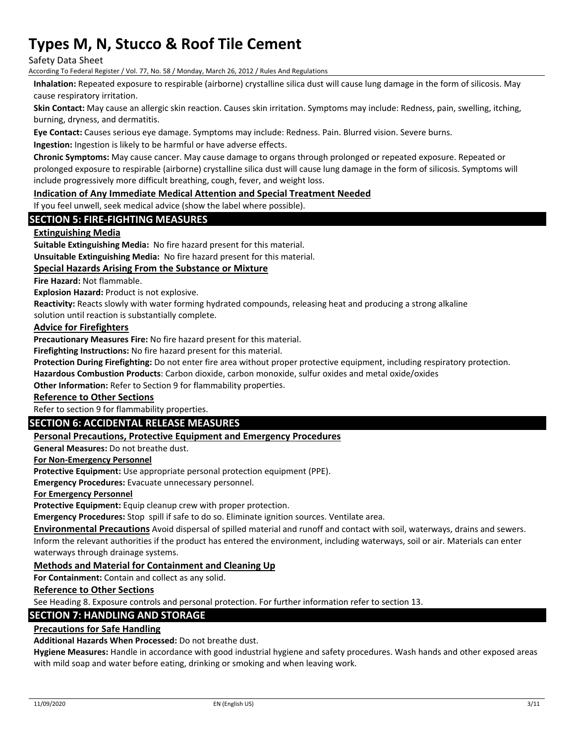**Inhalation:** Repeated exposure to respirable (airborne) crystalline silica dust will cause lung damage in the form of silicosis. May cause respiratory irritation.

**Skin Contact:** May cause an allergic skin reaction. Causes skin irritation. Symptoms may include: Redness, pain, swelling, itching, burning, dryness, and dermatitis.

**Eye Contact:** Causes serious eye damage. Symptoms may include: Redness. Pain. Blurred vision. Severe burns.

**Ingestion:** Ingestion is likely to be harmful or have adverse effects.

**Chronic Symptoms:** May cause cancer. May cause damage to organs through prolonged or repeated exposure. Repeated or prolonged exposure to respirable (airborne) crystalline silica dust will cause lung damage in the form of silicosis. Symptoms will include progressively more difficult breathing, cough, fever, and weight loss.

### Indication of Any Immediate Medical Attention and Special Treatment Needed

If you feel unwell, seek medical advice (show the label where possible).

## SECTION 5: FIRE-FIGHTING MEASURES

### Extinguishing Media

**Suitable Extinguishing Media:** No fire hazard present for this material.

**Unsuitable Extinguishing Media:** No fire hazard present for this material.

### Special Hazards Arising From the Substance or Mixture

**Fire Hazard:** Not flammable.

**Explosion Hazard:** Product is not explosive.

**Reactivity:** Reacts slowly with water forming hydrated compounds, releasing heat and producing a strong alkaline solution until reaction is substantially complete.

### Advice for Firefighters

**Precautionary Measures Fire:** No fire hazard present for this material.

**Firefighting Instructions:** No fire hazard present for this material.

**Protection During Firefighting:** Do not enter fire area without proper protective equipment, including respiratory protection.

**Hazardous Combustion Products**: Carbon dioxide, carbon monoxide, sulfur oxides and metal oxide/oxides

**Other Information:** Refer to Section 9 for flammability properties.

### Reference to Other Sections

Refer to section 9 for flammability properties.

## SECTION 6: ACCIDENTAL RELEASE MEASURES

### Personal Precautions, Protective Equipment and Emergency Procedures

**General Measures:** Do not breathe dust.

**For Non-Emergency Personnel**

**Protective Equipment:** Use appropriate personal protection equipment (PPE).

**Emergency Procedures:** Evacuate unnecessary personnel.

**For Emergency Personnel**

**Protective Equipment:** Equip cleanup crew with proper protection.

**Emergency Procedures:** Stop spill if safe to do so. Eliminate ignition sources. Ventilate area.

**Environmental Precautions** Avoid dispersal of spilled material and runoff and contact with soil, waterways, drains and sewers. Inform the relevant authorities if the product has entered the environment, including waterways, soil or air. Materials can enter waterways through drainage systems.

### Methods and Material for Containment and Cleaning Up

**For Containment:** Contain and collect as any solid.

### Reference to Other Sections

See Heading 8. Exposure controls and personal protection. For further information refer to section 13.

## SECTION 7: HANDLING AND STORAGE

### Precautions for Safe Handling

**Additional Hazards When Processed:** Do not breathe dust.

**Hygiene Measures:** Handle in accordance with good industrial hygiene and safety procedures. Wash hands and other exposed areas with mild soap and water before eating, drinking or smoking and when leaving work.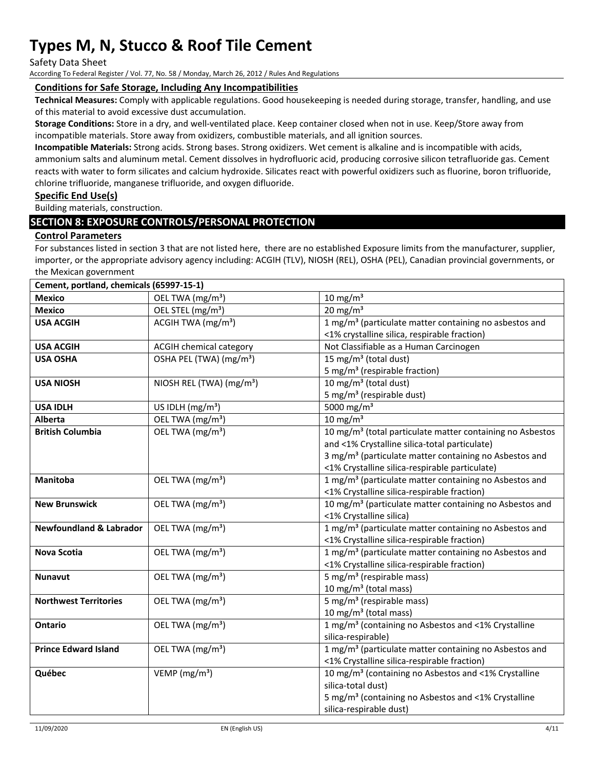### Conditions for Safe Storage, Including Any Incompatibilities

**Technical Measures:** Comply with applicable regulations. Good housekeeping is needed during storage, transfer, handling, and use of this material to avoid excessive dust accumulation.

**Storage Conditions:** Store in a dry, and well-ventilated place. Keep container closed when not in use. Keep/Store away from incompatible materials. Store away from oxidizers, combustible materials, and all ignition sources.

**Incompatible Materials:** Strong acids. Strong bases. Strong oxidizers. Wet cement is alkaline and is incompatible with acids, ammonium salts and aluminum metal. Cement dissolves in hydrofluoric acid, producing corrosive silicon tetrafluoride gas. Cement reacts with water to form silicates and calcium hydroxide. Silicates react with powerful oxidizers such as fluorine, boron trifluoride, chlorine trifluoride, manganese trifluoride, and oxygen difluoride.

### Specific End Use(s)

Building materials, construction.

## SECTION 8: EXPOSURE CONTROLS/PERSONAL PROTECTION

### Control Parameters

For substances listed in section 3 that are not listed here, there are no established Exposure limits from the manufacturer, supplier, importer, or the appropriate advisory agency including: ACGIH (TLV), NIOSH (REL), OSHA (PEL), Canadian provincial governments, or the Mexican government

| Cement, portland, chemicals (65997-15-1) | | |
|---|---|---|
| **Mexico** | OEL TWA (mg/m³) | 10 mg/m³ |
| **Mexico** | OEL STEL (mg/m³) | 20 mg/m³ |
| **USA ACGIH** | ACGIH TWA (mg/m³) | 1 mg/m³ (particulate matter containing no asbestos and <1% crystalline silica, respirable fraction) |
| **USA ACGIH** | ACGIH chemical category | Not Classifiable as a Human Carcinogen |
| **USA OSHA** | OSHA PEL (TWA) (mg/m³) | 15 mg/m³ (total dust)<br>5 mg/m³ (respirable fraction) |
| **USA NIOSH** | NIOSH REL (TWA) (mg/m³) | 10 mg/m³ (total dust)<br>5 mg/m³ (respirable dust) |
| **USA IDLH** | US IDLH (mg/m³) | 5000 mg/m³ |
| **Alberta** | OEL TWA (mg/m³) | 10 mg/m³ |
| **British Columbia** | OEL TWA (mg/m³) | 10 mg/m³ (total particulate matter containing no Asbestos and <1% Crystalline silica-total particulate)<br>3 mg/m³ (particulate matter containing no Asbestos and <1% Crystalline silica-respirable particulate) |
| **Manitoba** | OEL TWA (mg/m³) | 1 mg/m³ (particulate matter containing no Asbestos and <1% Crystalline silica-respirable fraction) |
| **New Brunswick** | OEL TWA (mg/m³) | 10 mg/m³ (particulate matter containing no Asbestos and <1% Crystalline silica) |
| **Newfoundland & Labrador** | OEL TWA (mg/m³) | 1 mg/m³ (particulate matter containing no Asbestos and <1% Crystalline silica-respirable fraction) |
| **Nova Scotia** | OEL TWA (mg/m³) | 1 mg/m³ (particulate matter containing no Asbestos and <1% Crystalline silica-respirable fraction) |
| **Nunavut** | OEL TWA (mg/m³) | 5 mg/m³ (respirable mass)<br>10 mg/m³ (total mass) |
| **Northwest Territories** | OEL TWA (mg/m³) | 5 mg/m³ (respirable mass)<br>10 mg/m³ (total mass) |
| **Ontario** | OEL TWA (mg/m³) | 1 mg/m³ (containing no Asbestos and <1% Crystalline silica-respirable) |
| **Prince Edward Island** | OEL TWA (mg/m³) | 1 mg/m³ (particulate matter containing no Asbestos and <1% Crystalline silica-respirable fraction) |
| **Québec** | VEMP (mg/m³) | 10 mg/m³ (containing no Asbestos and <1% Crystalline silica-total dust)<br>5 mg/m³ (containing no Asbestos and <1% Crystalline silica-respirable dust) |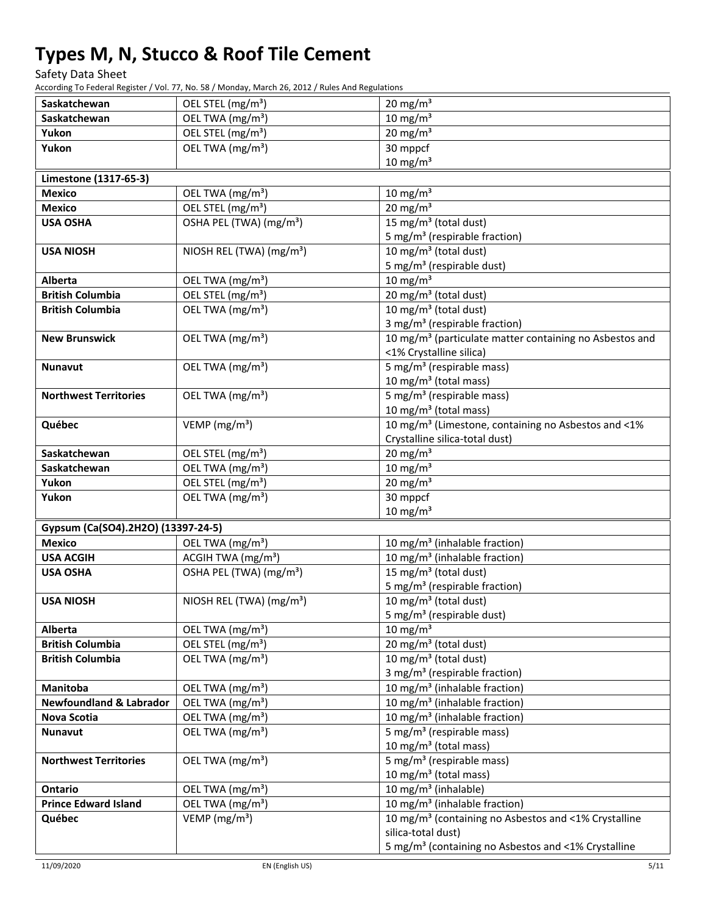| | | |
|---|---|---|
| **Saskatchewan** | OEL STEL (mg/m³) | 20 mg/m³ |
| **Saskatchewan** | OEL TWA (mg/m³) | 10 mg/m³ |
| **Yukon** | OEL STEL (mg/m³) | 20 mg/m³ |
| **Yukon** | OEL TWA (mg/m³) | 30 mppcf<br>10 mg/m³ |
| **Limestone (1317-65-3)** | | |
| **Mexico** | OEL TWA (mg/m³) | 10 mg/m³ |
| **Mexico** | OEL STEL (mg/m³) | 20 mg/m³ |
| **USA OSHA** | OSHA PEL (TWA) (mg/m³) | 15 mg/m³ (total dust)<br>5 mg/m³ (respirable fraction) |
| **USA NIOSH** | NIOSH REL (TWA) (mg/m³) | 10 mg/m³ (total dust)<br>5 mg/m³ (respirable dust) |
| **Alberta** | OEL TWA (mg/m³) | 10 mg/m³ |
| **British Columbia** | OEL STEL (mg/m³) | 20 mg/m³ (total dust) |
| **British Columbia** | OEL TWA (mg/m³) | 10 mg/m³ (total dust)<br>3 mg/m³ (respirable fraction) |
| **New Brunswick** | OEL TWA (mg/m³) | 10 mg/m³ (particulate matter containing no Asbestos and <1% Crystalline silica) |
| **Nunavut** | OEL TWA (mg/m³) | 5 mg/m³ (respirable mass)<br>10 mg/m³ (total mass) |
| **Northwest Territories** | OEL TWA (mg/m³) | 5 mg/m³ (respirable mass)<br>10 mg/m³ (total mass) |
| **Québec** | VEMP (mg/m³) | 10 mg/m³ (Limestone, containing no Asbestos and <1% Crystalline silica-total dust) |
| **Saskatchewan** | OEL STEL (mg/m³) | 20 mg/m³ |
| **Saskatchewan** | OEL TWA (mg/m³) | 10 mg/m³ |
| **Yukon** | OEL STEL (mg/m³) | 20 mg/m³ |
| **Yukon** | OEL TWA (mg/m³) | 30 mppcf<br>10 mg/m³ |
| **Gypsum (Ca(SO4).2H2O) (13397-24-5)** | | |
| **Mexico** | OEL TWA (mg/m³) | 10 mg/m³ (inhalable fraction) |
| **USA ACGIH** | ACGIH TWA (mg/m³) | 10 mg/m³ (inhalable fraction) |
| **USA OSHA** | OSHA PEL (TWA) (mg/m³) | 15 mg/m³ (total dust)<br>5 mg/m³ (respirable fraction) |
| **USA NIOSH** | NIOSH REL (TWA) (mg/m³) | 10 mg/m³ (total dust)<br>5 mg/m³ (respirable dust) |
| **Alberta** | OEL TWA (mg/m³) | 10 mg/m³ |
| **British Columbia** | OEL STEL (mg/m³) | 20 mg/m³ (total dust) |
| **British Columbia** | OEL TWA (mg/m³) | 10 mg/m³ (total dust)<br>3 mg/m³ (respirable fraction) |
| **Manitoba** | OEL TWA (mg/m³) | 10 mg/m³ (inhalable fraction) |
| **Newfoundland & Labrador** | OEL TWA (mg/m³) | 10 mg/m³ (inhalable fraction) |
| **Nova Scotia** | OEL TWA (mg/m³) | 10 mg/m³ (inhalable fraction) |
| **Nunavut** | OEL TWA (mg/m³) | 5 mg/m³ (respirable mass)<br>10 mg/m³ (total mass) |
| **Northwest Territories** | OEL TWA (mg/m³) | 5 mg/m³ (respirable mass)<br>10 mg/m³ (total mass) |
| **Ontario** | OEL TWA (mg/m³) | 10 mg/m³ (inhalable) |
| **Prince Edward Island** | OEL TWA (mg/m³) | 10 mg/m³ (inhalable fraction) |
| **Québec** | VEMP (mg/m³) | 10 mg/m³ (containing no Asbestos and <1% Crystalline silica-total dust)<br>5 mg/m³ (containing no Asbestos and <1% Crystalline |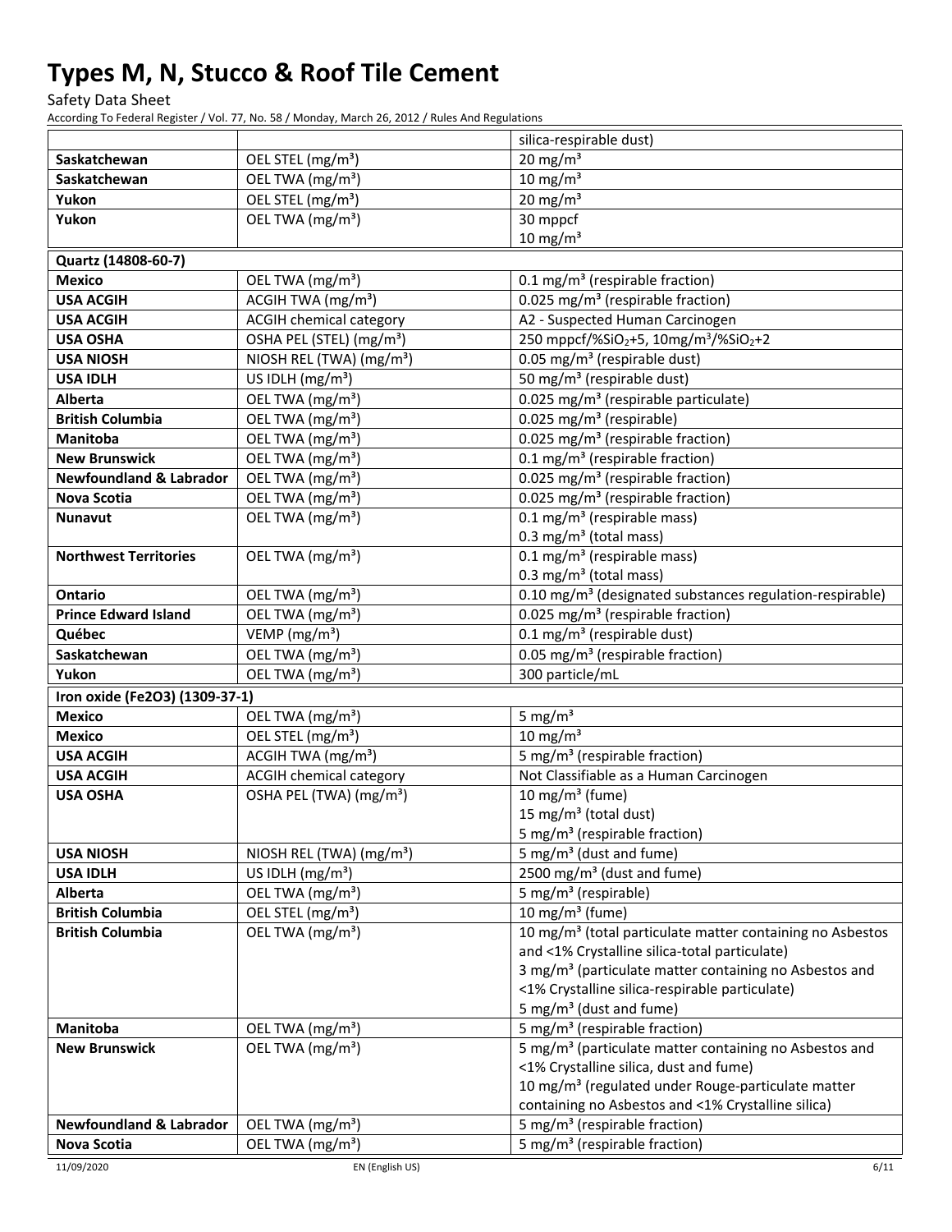| | | silica-respirable dust) |
|---|---|---|
| **Saskatchewan** | OEL STEL (mg/m³) | 20 mg/m³ |
| **Saskatchewan** | OEL TWA (mg/m³) | 10 mg/m³ |
| **Yukon** | OEL STEL (mg/m³) | 20 mg/m³ |
| **Yukon** | OEL TWA (mg/m³) | 30 mppcf<br>10 mg/m³ |
| **Quartz (14808-60-7)** | | |
| **Mexico** | OEL TWA (mg/m³) | 0.1 mg/m³ (respirable fraction) |
| **USA ACGIH** | ACGIH TWA (mg/m³) | 0.025 mg/m³ (respirable fraction) |
| **USA ACGIH** | ACGIH chemical category | A2 - Suspected Human Carcinogen |
| **USA OSHA** | OSHA PEL (STEL) (mg/m³) | 250 mppcf/%$SiO_2$+5, 10mg/m³/%$SiO_2$+2 |
| **USA NIOSH** | NIOSH REL (TWA) (mg/m³) | 0.05 mg/m³ (respirable dust) |
| **USA IDLH** | US IDLH (mg/m³) | 50 mg/m³ (respirable dust) |
| **Alberta** | OEL TWA (mg/m³) | 0.025 mg/m³ (respirable particulate) |
| **British Columbia** | OEL TWA (mg/m³) | 0.025 mg/m³ (respirable) |
| **Manitoba** | OEL TWA (mg/m³) | 0.025 mg/m³ (respirable fraction) |
| **New Brunswick** | OEL TWA (mg/m³) | 0.1 mg/m³ (respirable fraction) |
| **Newfoundland & Labrador** | OEL TWA (mg/m³) | 0.025 mg/m³ (respirable fraction) |
| **Nova Scotia** | OEL TWA (mg/m³) | 0.025 mg/m³ (respirable fraction) |
| **Nunavut** | OEL TWA (mg/m³) | 0.1 mg/m³ (respirable mass)<br>0.3 mg/m³ (total mass) |
| **Northwest Territories** | OEL TWA (mg/m³) | 0.1 mg/m³ (respirable mass)<br>0.3 mg/m³ (total mass) |
| **Ontario** | OEL TWA (mg/m³) | 0.10 mg/m³ (designated substances regulation-respirable) |
| **Prince Edward Island** | OEL TWA (mg/m³) | 0.025 mg/m³ (respirable fraction) |
| **Québec** | VEMP (mg/m³) | 0.1 mg/m³ (respirable dust) |
| **Saskatchewan** | OEL TWA (mg/m³) | 0.05 mg/m³ (respirable fraction) |
| **Yukon** | OEL TWA (mg/m³) | 300 particle/mL |
| **Iron oxide (Fe2O3) (1309-37-1)** | | |
| **Mexico** | OEL TWA (mg/m³) | 5 mg/m³ |
| **Mexico** | OEL STEL (mg/m³) | 10 mg/m³ |
| **USA ACGIH** | ACGIH TWA (mg/m³) | 5 mg/m³ (respirable fraction) |
| **USA ACGIH** | ACGIH chemical category | Not Classifiable as a Human Carcinogen |
| **USA OSHA** | OSHA PEL (TWA) (mg/m³) | 10 mg/m³ (fume)<br>15 mg/m³ (total dust)<br>5 mg/m³ (respirable fraction) |
| **USA NIOSH** | NIOSH REL (TWA) (mg/m³) | 5 mg/m³ (dust and fume) |
| **USA IDLH** | US IDLH (mg/m³) | 2500 mg/m³ (dust and fume) |
| **Alberta** | OEL TWA (mg/m³) | 5 mg/m³ (respirable) |
| **British Columbia** | OEL STEL (mg/m³) | 10 mg/m³ (fume) |
| **British Columbia** | OEL TWA (mg/m³) | 10 mg/m³ (total particulate matter containing no Asbestos and <1% Crystalline silica-total particulate)<br>3 mg/m³ (particulate matter containing no Asbestos and <1% Crystalline silica-respirable particulate)<br>5 mg/m³ (dust and fume) |
| **Manitoba** | OEL TWA (mg/m³) | 5 mg/m³ (respirable fraction) |
| **New Brunswick** | OEL TWA (mg/m³) | 5 mg/m³ (particulate matter containing no Asbestos and <1% Crystalline silica, dust and fume)<br>10 mg/m³ (regulated under Rouge-particulate matter containing no Asbestos and <1% Crystalline silica) |
| **Newfoundland & Labrador** | OEL TWA (mg/m³) | 5 mg/m³ (respirable fraction) |
| **Nova Scotia** | OEL TWA (mg/m³) | 5 mg/m³ (respirable fraction) |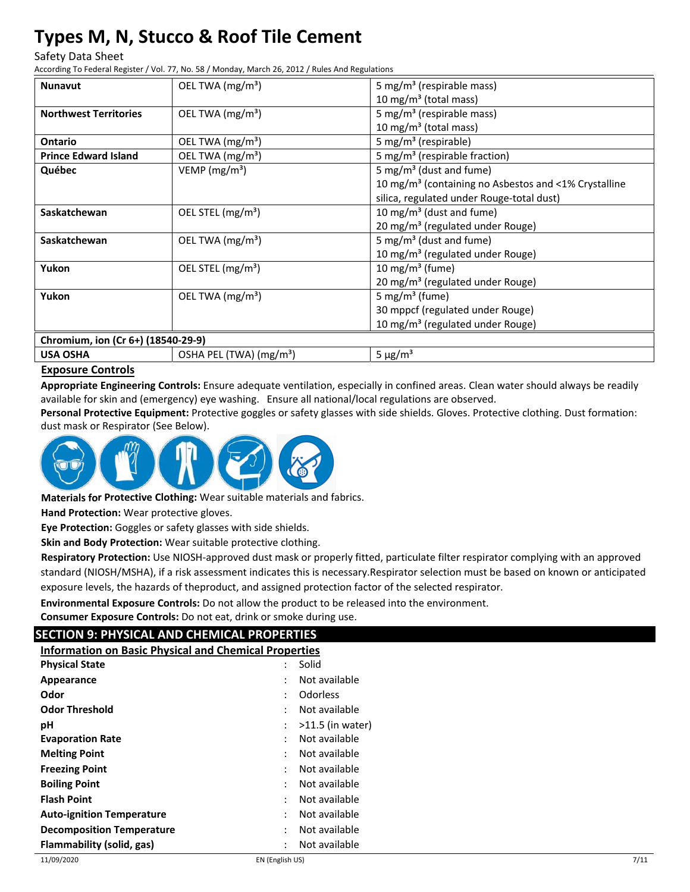| | | |
|---|---|---|
| **Nunavut** | OEL TWA (mg/m³) | 5 mg/m³ (respirable mass)<br>10 mg/m³ (total mass) |
| **Northwest Territories** | OEL TWA (mg/m³) | 5 mg/m³ (respirable mass)<br>10 mg/m³ (total mass) |
| **Ontario** | OEL TWA (mg/m³) | 5 mg/m³ (respirable) |
| **Prince Edward Island** | OEL TWA (mg/m³) | 5 mg/m³ (respirable fraction) |
| **Québec** | VEMP (mg/m³) | 5 mg/m³ (dust and fume)<br>10 mg/m³ (containing no Asbestos and <1% Crystalline silica, regulated under Rouge-total dust) |
| **Saskatchewan** | OEL STEL (mg/m³) | 10 mg/m³ (dust and fume)<br>20 mg/m³ (regulated under Rouge) |
| **Saskatchewan** | OEL TWA (mg/m³) | 5 mg/m³ (dust and fume)<br>10 mg/m³ (regulated under Rouge) |
| **Yukon** | OEL STEL (mg/m³) | 10 mg/m³ (fume)<br>20 mg/m³ (regulated under Rouge) |
| **Yukon** | OEL TWA (mg/m³) | 5 mg/m³ (fume)<br>30 mppcf (regulated under Rouge)<br>10 mg/m³ (regulated under Rouge) |
| **Chromium, ion (Cr 6+) (18540-29-9)** | | |
| **USA OSHA** | OSHA PEL (TWA) (mg/m³) | 5 µg/m³ |

### Exposure Controls

**Appropriate Engineering Controls:** Ensure adequate ventilation, especially in confined areas. Clean water should always be readily available for skin and (emergency) eye washing. Ensure all national/local regulations are observed.

**Personal Protective Equipment:** Protective goggles or safety glasses with side shields. Gloves. Protective clothing. Dust formation: dust mask or Respirator (See Below).

**Materials for Protective Clothing:** Wear suitable materials and fabrics.

**Hand Protection:** Wear protective gloves.

**Eye Protection:** Goggles or safety glasses with side shields.

**Skin and Body Protection:** Wear suitable protective clothing.

**Respiratory Protection:** Use NIOSH-approved dust mask or properly fitted, particulate filter respirator complying with an approved standard (NIOSH/MSHA), if a risk assessment indicates this is necessary.Respirator selection must be based on known or anticipated exposure levels, the hazards of theproduct, and assigned protection factor of the selected respirator.

**Environmental Exposure Controls:** Do not allow the product to be released into the environment.

**Consumer Exposure Controls:** Do not eat, drink or smoke during use.

## SECTION 9: PHYSICAL AND CHEMICAL PROPERTIES

### Information on Basic Physical and Chemical Properties

| | | |
|---|---|---|
| **Physical State** | : | Solid |
| **Appearance** | : | Not available |
| **Odor** | : | Odorless |
| **Odor Threshold** | : | Not available |
| **pH** | : | >11.5 (in water) |
| **Evaporation Rate** | : | Not available |
| **Melting Point** | : | Not available |
| **Freezing Point** | : | Not available |
| **Boiling Point** | : | Not available |
| **Flash Point** | : | Not available |
| **Auto-ignition Temperature** | : | Not available |
| **Decomposition Temperature** | : | Not available |
| **Flammability (solid, gas)** | : | Not available |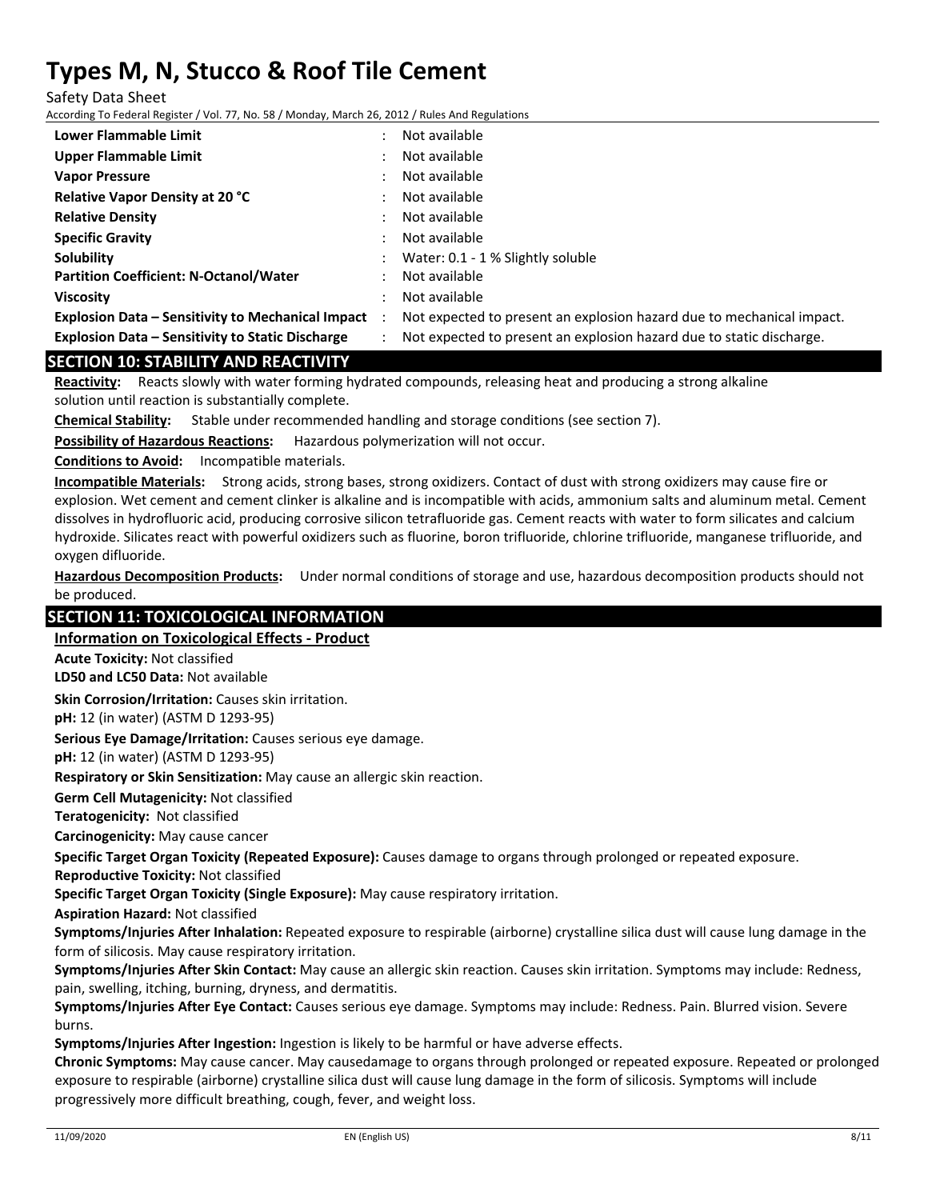| | | |
|---|---|---|
| **Lower Flammable Limit** | : | Not available |
| **Upper Flammable Limit** | : | Not available |
| **Vapor Pressure** | : | Not available |
| **Relative Vapor Density at 20 °C** | : | Not available |
| **Relative Density** | : | Not available |
| **Specific Gravity** | : | Not available |
| **Solubility** | : | Water: 0.1 - 1 % Slightly soluble |
| **Partition Coefficient: N-Octanol/Water** | : | Not available |
| **Viscosity** | : | Not available |
| **Explosion Data – Sensitivity to Mechanical Impact** | : | Not expected to present an explosion hazard due to mechanical impact. |
| **Explosion Data – Sensitivity to Static Discharge** | : | Not expected to present an explosion hazard due to static discharge. |

## SECTION 10: STABILITY AND REACTIVITY

**Reactivity:** Reacts slowly with water forming hydrated compounds, releasing heat and producing a strong alkaline solution until reaction is substantially complete.

**Chemical Stability:** Stable under recommended handling and storage conditions (see section 7).

**Possibility of Hazardous Reactions:** Hazardous polymerization will not occur.

**Conditions to Avoid:** Incompatible materials.

**Incompatible Materials:** Strong acids, strong bases, strong oxidizers. Contact of dust with strong oxidizers may cause fire or explosion. Wet cement and cement clinker is alkaline and is incompatible with acids, ammonium salts and aluminum metal. Cement dissolves in hydrofluoric acid, producing corrosive silicon tetrafluoride gas. Cement reacts with water to form silicates and calcium hydroxide. Silicates react with powerful oxidizers such as fluorine, boron trifluoride, chlorine trifluoride, manganese trifluoride, and oxygen difluoride.

**Hazardous Decomposition Products:** Under normal conditions of storage and use, hazardous decomposition products should not be produced.

## SECTION 11: TOXICOLOGICAL INFORMATION

**Information on Toxicological Effects - Product**

**Acute Toxicity:** Not classified

**LD50 and LC50 Data:** Not available

**Skin Corrosion/Irritation:** Causes skin irritation.

**pH:** 12 (in water) (ASTM D 1293-95)

**Serious Eye Damage/Irritation:** Causes serious eye damage.

**pH:** 12 (in water) (ASTM D 1293-95)

**Respiratory or Skin Sensitization:** May cause an allergic skin reaction.

**Germ Cell Mutagenicity:** Not classified

**Teratogenicity:** Not classified

**Carcinogenicity:** May cause cancer

**Specific Target Organ Toxicity (Repeated Exposure):** Causes damage to organs through prolonged or repeated exposure.

**Reproductive Toxicity:** Not classified

**Specific Target Organ Toxicity (Single Exposure):** May cause respiratory irritation.

**Aspiration Hazard:** Not classified

**Symptoms/Injuries After Inhalation:** Repeated exposure to respirable (airborne) crystalline silica dust will cause lung damage in the form of silicosis. May cause respiratory irritation.

**Symptoms/Injuries After Skin Contact:** May cause an allergic skin reaction. Causes skin irritation. Symptoms may include: Redness, pain, swelling, itching, burning, dryness, and dermatitis.

**Symptoms/Injuries After Eye Contact:** Causes serious eye damage. Symptoms may include: Redness. Pain. Blurred vision. Severe burns.

**Symptoms/Injuries After Ingestion:** Ingestion is likely to be harmful or have adverse effects.

**Chronic Symptoms:** May cause cancer. May causedamage to organs through prolonged or repeated exposure. Repeated or prolonged exposure to respirable (airborne) crystalline silica dust will cause lung damage in the form of silicosis. Symptoms will include progressively more difficult breathing, cough, fever, and weight loss.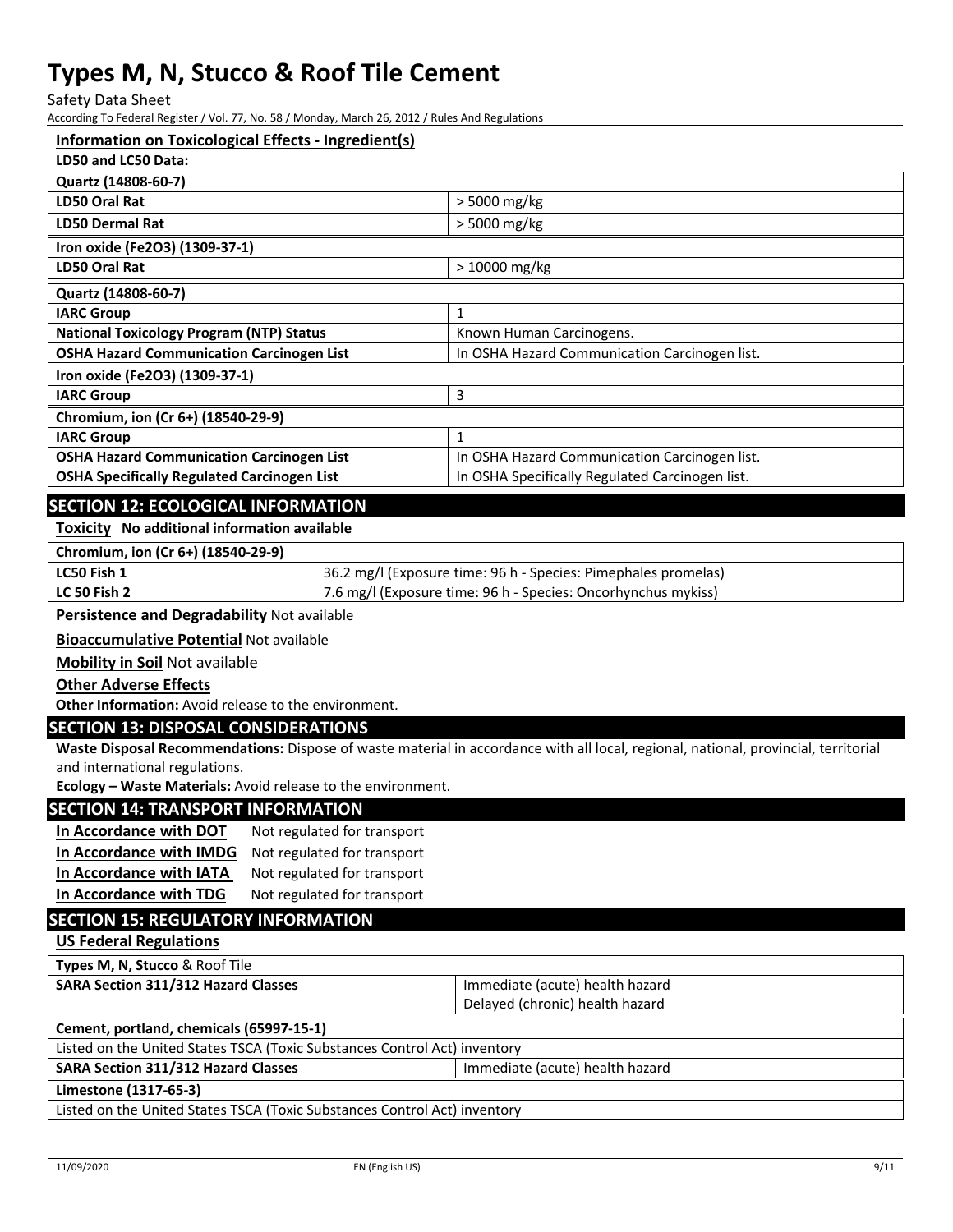### Information on Toxicological Effects - Ingredient(s)

**LD50 and LC50 Data:**

| Quartz (14808-60-7) | |
|---|---|
| **LD50 Oral Rat** | > 5000 mg/kg |
| **LD50 Dermal Rat** | > 5000 mg/kg |

| Iron oxide ($Fe_2O_3$) (1309-37-1) | |
|---|---|
| **LD50 Oral Rat** | > 10000 mg/kg |

| Quartz (14808-60-7) | |
|---|---|
| **IARC Group** | 1 |
| **National Toxicology Program (NTP) Status** | Known Human Carcinogens. |
| **OSHA Hazard Communication Carcinogen List** | In OSHA Hazard Communication Carcinogen list. |

| Iron oxide ($Fe_2O_3$) (1309-37-1) | |
|---|---|
| **IARC Group** | 3 |

| Chromium, ion (Cr 6+) (18540-29-9) | |
|---|---|
| **IARC Group** | 1 |
| **OSHA Hazard Communication Carcinogen List** | In OSHA Hazard Communication Carcinogen list. |
| **OSHA Specifically Regulated Carcinogen List** | In OSHA Specifically Regulated Carcinogen list. |

## SECTION 12: ECOLOGICAL INFORMATION

**Toxicity** **No additional information available**

| Chromium, ion (Cr 6+) (18540-29-9) | |
|---|---|
| **LC50 Fish 1** | 36.2 mg/l (Exposure time: 96 h - Species: Pimephales promelas) |
| **LC 50 Fish 2** | 7.6 mg/l (Exposure time: 96 h - Species: Oncorhynchus mykiss) |

**Persistence and Degradability** Not available

**Bioaccumulative Potential** Not available

**Mobility in Soil** Not available

**Other Adverse Effects**

**Other Information:** Avoid release to the environment.

## SECTION 13: DISPOSAL CONSIDERATIONS

**Waste Disposal Recommendations:** Dispose of waste material in accordance with all local, regional, national, provincial, territorial and international regulations.

**Ecology – Waste Materials:** Avoid release to the environment.

## SECTION 14: TRANSPORT INFORMATION

**In Accordance with DOT** Not regulated for transport

**In Accordance with IMDG** Not regulated for transport

**In Accordance with IATA** Not regulated for transport

**In Accordance with TDG** Not regulated for transport

## SECTION 15: REGULATORY INFORMATION

### US Federal Regulations

| **Types M, N, Stucco** & Roof Tile | |
|---|---|
| **SARA Section 311/312 Hazard Classes** | Immediate (acute) health hazard<br>Delayed (chronic) health hazard |

| Cement, portland, chemicals (65997-15-1) | |
|---|---|
| Listed on the United States TSCA (Toxic Substances Control Act) inventory | |
| **SARA Section 311/312 Hazard Classes** | Immediate (acute) health hazard |

| Limestone (1317-65-3) |
|---|
| Listed on the United States TSCA (Toxic Substances Control Act) inventory |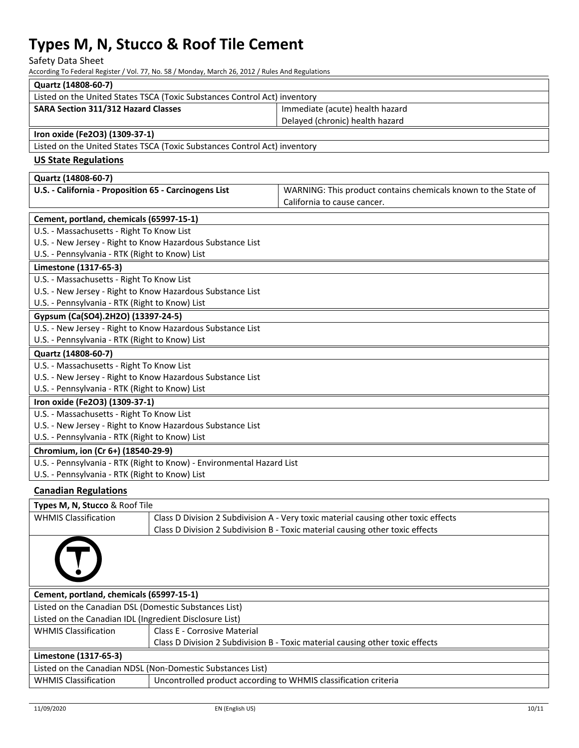| Quartz (14808-60-7) | |
| --- | --- |
| Listed on the United States TSCA (Toxic Substances Control Act) inventory | |
| **SARA Section 311/312 Hazard Classes** | Immediate (acute) health hazard<br>Delayed (chronic) health hazard |

| Iron oxide ($Fe_2O_3$) (1309-37-1) |
| --- |
| Listed on the United States TSCA (Toxic Substances Control Act) inventory |

## US State Regulations

| Quartz (14808-60-7) | |
| --- | --- |
| **U.S. - California - Proposition 65 - Carcinogens List** | WARNING: This product contains chemicals known to the State of California to cause cancer. |

| Cement, portland, chemicals (65997-15-1) |
| --- |
| U.S. - Massachusetts - Right To Know List |
| U.S. - New Jersey - Right to Know Hazardous Substance List |
| U.S. - Pennsylvania - RTK (Right to Know) List |
| **Limestone (1317-65-3)** |
| U.S. - Massachusetts - Right To Know List |
| U.S. - New Jersey - Right to Know Hazardous Substance List |
| U.S. - Pennsylvania - RTK (Right to Know) List |
| **Gypsum ($Ca(SO_4).2H_2O$) (13397-24-5)** |
| U.S. - New Jersey - Right to Know Hazardous Substance List |
| U.S. - Pennsylvania - RTK (Right to Know) List |
| **Quartz (14808-60-7)** |
| U.S. - Massachusetts - Right To Know List |
| U.S. - New Jersey - Right to Know Hazardous Substance List |
| U.S. - Pennsylvania - RTK (Right to Know) List |
| **Iron oxide ($Fe_2O_3$) (1309-37-1)** |
| U.S. - Massachusetts - Right To Know List |
| U.S. - New Jersey - Right to Know Hazardous Substance List |
| U.S. - Pennsylvania - RTK (Right to Know) List |
| **Chromium, ion ($Cr^{6+}$) (18540-29-9)** |
| U.S. - Pennsylvania - RTK (Right to Know) - Environmental Hazard List |
| U.S. - Pennsylvania - RTK (Right to Know) List |

## Canadian Regulations

| **Types M, N, Stucco** & Roof Tile | |
| --- | --- |
| WHMIS Classification | Class D Division 2 Subdivision A - Very toxic material causing other toxic effects<br>Class D Division 2 Subdivision B - Toxic material causing other toxic effects |

| Cement, portland, chemicals (65997-15-1) | |
| --- | --- |
| Listed on the Canadian DSL (Domestic Substances List) | |
| Listed on the Canadian IDL (Ingredient Disclosure List) | |
| WHMIS Classification | Class E - Corrosive Material<br>Class D Division 2 Subdivision B - Toxic material causing other toxic effects |

| Limestone (1317-65-3) | |
| --- | --- |
| Listed on the Canadian NDSL (Non-Domestic Substances List) | |
| WHMIS Classification | Uncontrolled product according to WHMIS classification criteria |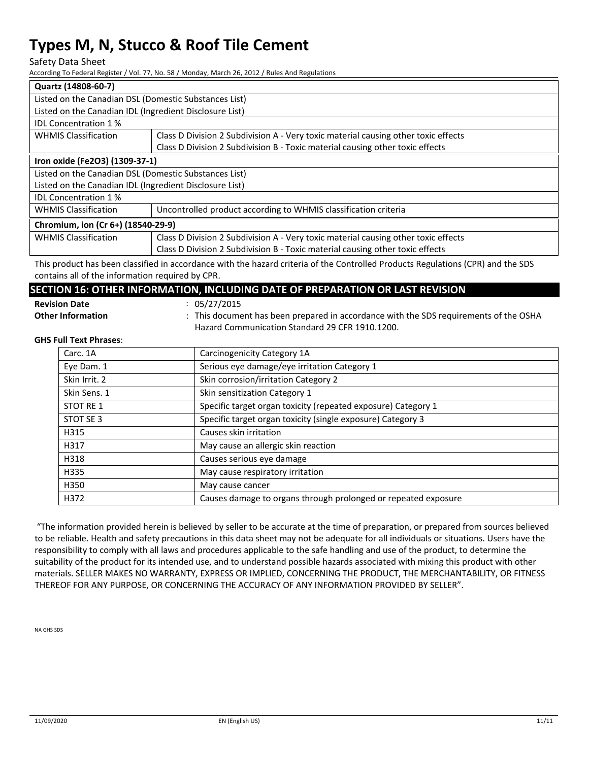| Quartz (14808-60-7) | |
|---|---|
| Listed on the Canadian DSL (Domestic Substances List) | |
| Listed on the Canadian IDL (Ingredient Disclosure List) | |
| IDL Concentration 1 % | |
| WHMIS Classification | Class D Division 2 Subdivision A - Very toxic material causing other toxic effects<br>Class D Division 2 Subdivision B - Toxic material causing other toxic effects |

| Iron oxide ($Fe_2O_3$) (1309-37-1) | |
|---|---|
| Listed on the Canadian DSL (Domestic Substances List) | |
| Listed on the Canadian IDL (Ingredient Disclosure List) | |
| IDL Concentration 1 % | |
| WHMIS Classification | Uncontrolled product according to WHMIS classification criteria |

| Chromium, ion (Cr 6+) (18540-29-9) | |
|---|---|
| WHMIS Classification | Class D Division 2 Subdivision A - Very toxic material causing other toxic effects<br>Class D Division 2 Subdivision B - Toxic material causing other toxic effects |

This product has been classified in accordance with the hazard criteria of the Controlled Products Regulations (CPR) and the SDS contains all of the information required by CPR.

## SECTION 16: OTHER INFORMATION, INCLUDING DATE OF PREPARATION OR LAST REVISION

**Revision Date** : 05/27/2015

**Other Information** : This document has been prepared in accordance with the SDS requirements of the OSHA Hazard Communication Standard 29 CFR 1910.1200.

**GHS Full Text Phrases**:

| | |
|---|---|
| Carc. 1A | Carcinogenicity Category 1A |
| Eye Dam. 1 | Serious eye damage/eye irritation Category 1 |
| Skin Irrit. 2 | Skin corrosion/irritation Category 2 |
| Skin Sens. 1 | Skin sensitization Category 1 |
| STOT RE 1 | Specific target organ toxicity (repeated exposure) Category 1 |
| STOT SE 3 | Specific target organ toxicity (single exposure) Category 3 |
| H315 | Causes skin irritation |
| H317 | May cause an allergic skin reaction |
| H318 | Causes serious eye damage |
| H335 | May cause respiratory irritation |
| H350 | May cause cancer |
| H372 | Causes damage to organs through prolonged or repeated exposure |

"The information provided herein is believed by seller to be accurate at the time of preparation, or prepared from sources believed to be reliable. Health and safety precautions in this data sheet may not be adequate for all individuals or situations. Users have the responsibility to comply with all laws and procedures applicable to the safe handling and use of the product, to determine the suitability of the product for its intended use, and to understand possible hazards associated with mixing this product with other materials. SELLER MAKES NO WARRANTY, EXPRESS OR IMPLIED, CONCERNING THE PRODUCT, THE MERCHANTABILITY, OR FITNESS THEREOF FOR ANY PURPOSE, OR CONCERNING THE ACCURACY OF ANY INFORMATION PROVIDED BY SELLER".

NA GHS SDS